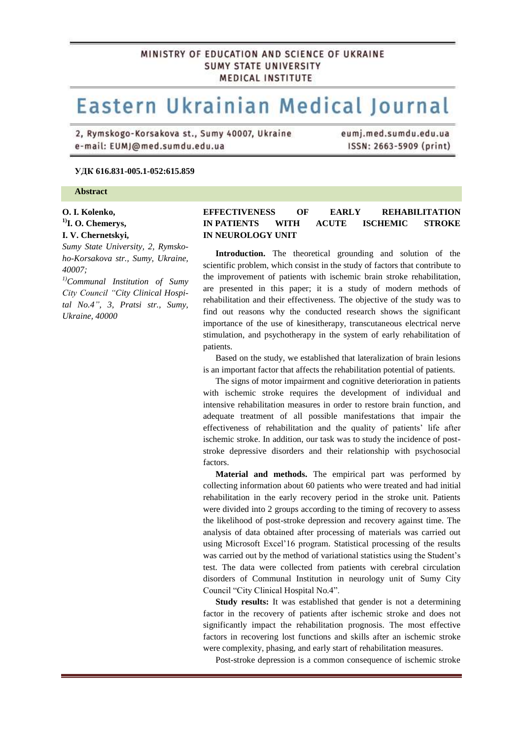MINISTRY OF EDUCATION AND SCIENCE OF UKRAINE
SUMY STATE UNIVERSITY
MEDICAL INSTITUTE

# Eastern Ukrainian Medical Journal

2, Rymskogo-Korsakova st., Sumy 40007, Ukraine
e-mail: EUMJ@med.sumdu.edu.ua

eumj.med.sumdu.edu.ua
ISSN: 2663-5909 (print)

**УДК 616.831-005.1-052:615.859**

**Abstract**

**O. I. Kolenko,**
**[1]I. O. Chemerys,**
**I. V. Chernetskyi,**

*Sumy State University, 2, Rymsko-ho-Korsakova str., Sumy, Ukraine, 40007;*

*[1]Communal Institution of Sumy City Council "City Clinical Hospital No.4", 3, Pratsi str., Sumy, Ukraine, 40000*

## EFFECTIVENESS OF EARLY REHABILITATION IN PATIENTS WITH ACUTE ISCHEMIC STROKE IN NEUROLOGY UNIT

**Introduction.** The theoretical grounding and solution of the scientific problem, which consist in the study of factors that contribute to the improvement of patients with ischemic brain stroke rehabilitation, are presented in this paper; it is a study of modern methods of rehabilitation and their effectiveness. The objective of the study was to find out reasons why the conducted research shows the significant importance of the use of kinesitherapy, transcutaneous electrical nerve stimulation, and psychotherapy in the system of early rehabilitation of patients.

Based on the study, we established that lateralization of brain lesions is an important factor that affects the rehabilitation potential of patients.

The signs of motor impairment and cognitive deterioration in patients with ischemic stroke requires the development of individual and intensive rehabilitation measures in order to restore brain function, and adequate treatment of all possible manifestations that impair the effectiveness of rehabilitation and the quality of patients' life after ischemic stroke. In addition, our task was to study the incidence of post-stroke depressive disorders and their relationship with psychosocial factors.

**Material and methods.** The empirical part was performed by collecting information about 60 patients who were treated and had initial rehabilitation in the early recovery period in the stroke unit. Patients were divided into 2 groups according to the timing of recovery to assess the likelihood of post-stroke depression and recovery against time. The analysis of data obtained after processing of materials was carried out using Microsoft Excel'16 program. Statistical processing of the results was carried out by the method of variational statistics using the Student's test. The data were collected from patients with cerebral circulation disorders of Communal Institution in neurology unit of Sumy City Council "City Clinical Hospital No.4".

**Study results:** It was established that gender is not a determining factor in the recovery of patients after ischemic stroke and does not significantly impact the rehabilitation prognosis. The most effective factors in recovering lost functions and skills after an ischemic stroke were complexity, phasing, and early start of rehabilitation measures.

Post-stroke depression is a common consequence of ischemic stroke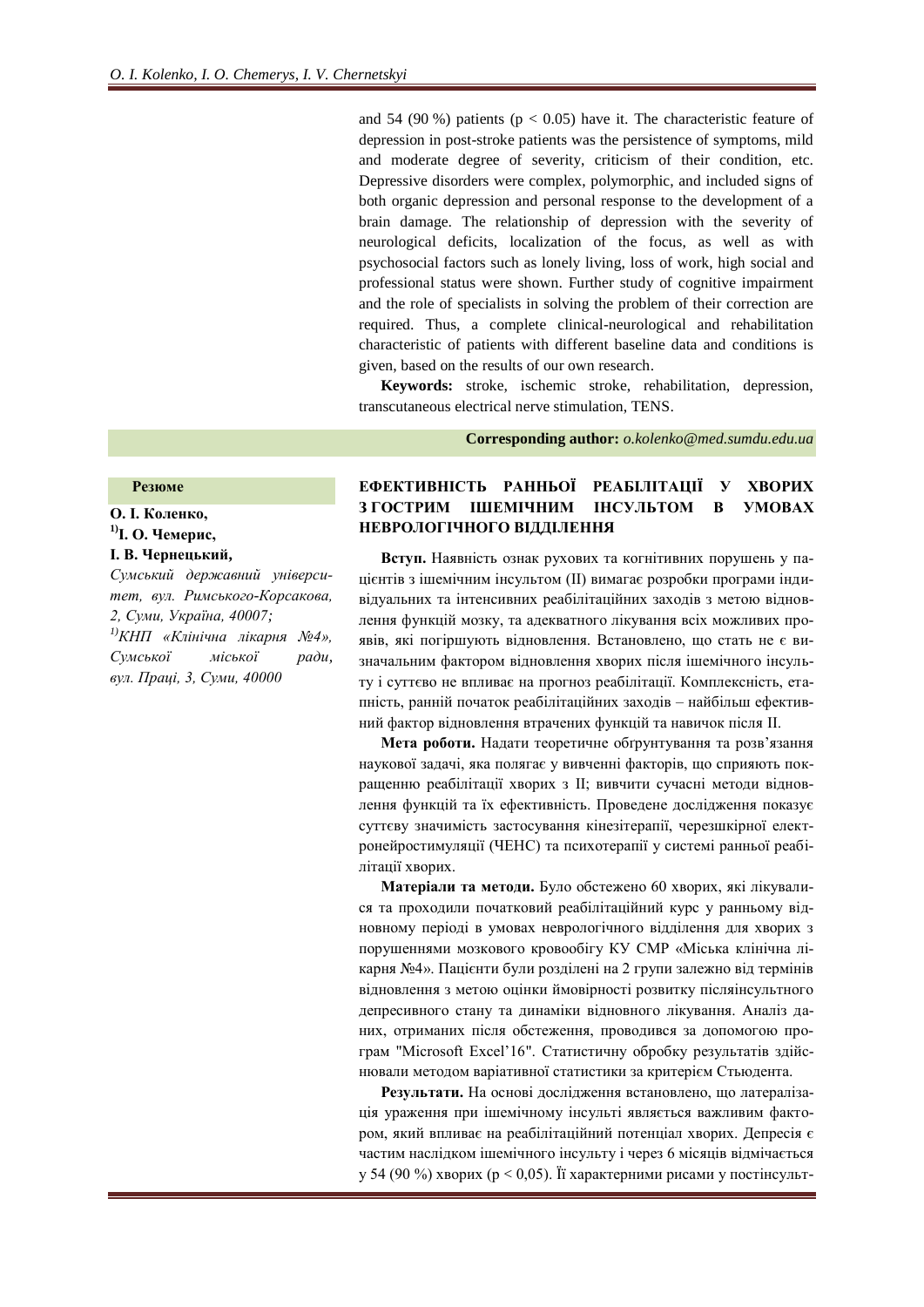and 54 (90 %) patients ($p < 0.05$) have it. The characteristic feature of depression in post-stroke patients was the persistence of symptoms, mild and moderate degree of severity, criticism of their condition, etc. Depressive disorders were complex, polymorphic, and included signs of both organic depression and personal response to the development of a brain damage. The relationship of depression with the severity of neurological deficits, localization of the focus, as well as with psychosocial factors such as lonely living, loss of work, high social and professional status were shown. Further study of cognitive impairment and the role of specialists in solving the problem of their correction are required. Thus, a complete clinical-neurological and rehabilitation characteristic of patients with different baseline data and conditions is given, based on the results of our own research.

**Keywords:** stroke, ischemic stroke, rehabilitation, depression, transcutaneous electrical nerve stimulation, TENS.

**Corresponding author:** *o.kolenko@med.sumdu.edu.ua*

**Резюме**

**О. І. Коленко,**
**[1]І. О. Чемерис,**
**І. В. Чернецький,**

*Сумський державний університет, вул. Римського-Корсакова, 2, Суми, Україна, 40007;*
*[1]КНП «Клінічна лікарня №4», Сумської міської ради, вул. Праці, 3, Суми, 40000*

## ЕФЕКТИВНІСТЬ РАННЬОЇ РЕАБІЛІТАЦІЇ У ХВОРИХ З ГОСТРИМ ІШЕМІЧНИМ ІНСУЛЬТОМ В УМОВАХ НЕВРОЛОГІЧНОГО ВІДДІЛЕННЯ

**Вступ.** Наявність ознак рухових та когнітивних порушень у пацієнтів з ішемічним інсультом (ІІ) вимагає розробки програми індивідуальних та інтенсивних реабілітаційних заходів з метою відновлення функцій мозку, та адекватного лікування всіх можливих проявів, які погіршують відновлення. Встановлено, що стать не є визначальним фактором відновлення хворих після ішемічного інсульту і суттєво не впливає на прогноз реабілітації. Комплексність, етапність, ранній початок реабілітаційних заходів – найбільш ефективний фактор відновлення втрачених функцій та навичок після ІІ.

**Мета роботи.** Надати теоретичне обґрунтування та розв’язання наукової задачі, яка полягає у вивченні факторів, що сприяють покращенню реабілітації хворих з ІІ; вивчити сучасні методи відновлення функцій та їх ефективність. Проведене дослідження показує суттєву значимість застосування кінезітерапії, черезшкірної електронейростимуляції (ЧЕНС) та психотерапії у системі ранньої реабілітації хворих.

**Матеріали та методи.** Було обстежено 60 хворих, які лікувалися та проходили початковий реабілітаційний курс у ранньому відновному періоді в умовах неврологічного відділення для хворих з порушеннями мозкового кровообігу КУ СМР «Міська клінічна лікарня №4». Пацієнти були розділені на 2 групи залежно від термінів відновлення з метою оцінки ймовірності розвитку післяінсультного депресивного стану та динаміки відновного лікування. Аналіз даних, отриманих після обстеження, проводився за допомогою програм "Microsoft Excel’16". Статистичну обробку результатів здійснювали методом варіативної статистики за критерієм Стьюдента.

**Результати.** На основі дослідження встановлено, що латералізація ураження при ішемічному інсульті являється важливим фактором, який впливає на реабілітаційний потенціал хворих. Депресія є частим наслідком ішемічного інсульту і через 6 місяців відмічається у 54 (90 %) хворих ($p < 0,05$). Її характерними рисами у постінсульт-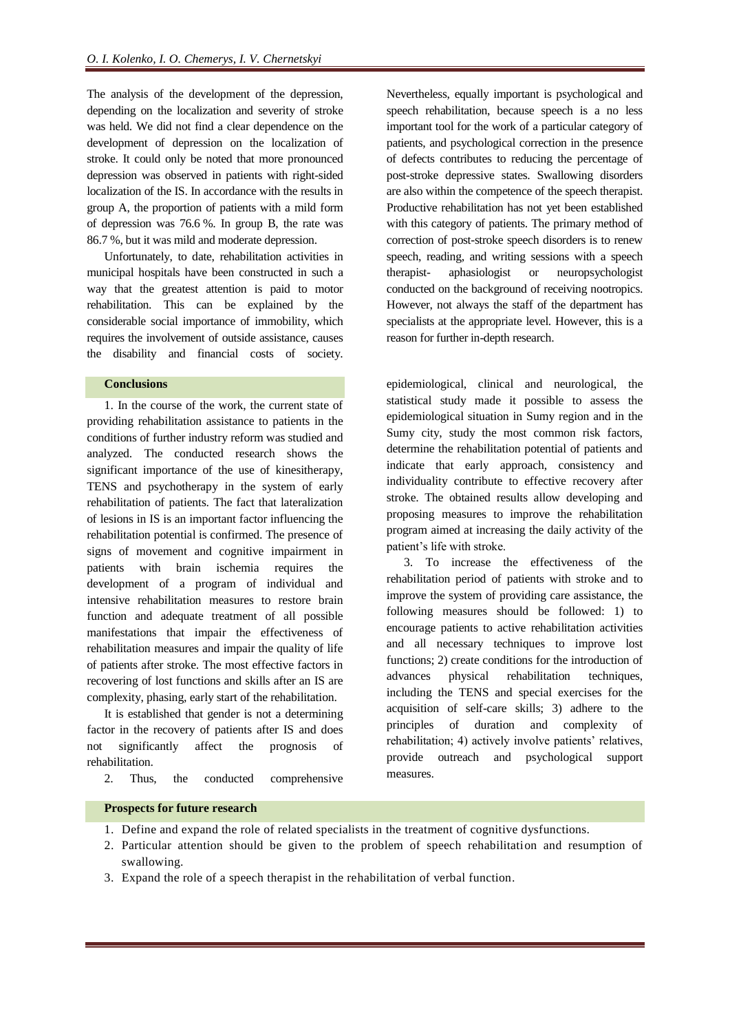The analysis of the development of the depression, depending on the localization and severity of stroke was held. We did not find a clear dependence on the development of depression on the localization of stroke. It could only be noted that more pronounced depression was observed in patients with right-sided localization of the IS. In accordance with the results in group A, the proportion of patients with a mild form of depression was 76.6 %. In group B, the rate was 86.7 %, but it was mild and moderate depression.

Unfortunately, to date, rehabilitation activities in municipal hospitals have been constructed in such a way that the greatest attention is paid to motor rehabilitation. This can be explained by the considerable social importance of immobility, which requires the involvement of outside assistance, causes the disability and financial costs of society. Nevertheless, equally important is psychological and speech rehabilitation, because speech is a no less important tool for the work of a particular category of patients, and psychological correction in the presence of defects contributes to reducing the percentage of post-stroke depressive states. Swallowing disorders are also within the competence of the speech therapist. Productive rehabilitation has not yet been established with this category of patients. The primary method of correction of post-stroke speech disorders is to renew speech, reading, and writing sessions with a speech therapist- aphasiologist or neuropsychologist conducted on the background of receiving nootropics. However, not always the staff of the department has specialists at the appropriate level. However, this is a reason for further in-depth research.

## Conclusions

1. In the course of the work, the current state of providing rehabilitation assistance to patients in the conditions of further industry reform was studied and analyzed. The conducted research shows the significant importance of the use of kinesitherapy, TENS and psychotherapy in the system of early rehabilitation of patients. The fact that lateralization of lesions in IS is an important factor influencing the rehabilitation potential is confirmed. The presence of signs of movement and cognitive impairment in patients with brain ischemia requires the development of a program of individual and intensive rehabilitation measures to restore brain function and adequate treatment of all possible manifestations that impair the effectiveness of rehabilitation measures and impair the quality of life of patients after stroke. The most effective factors in recovering of lost functions and skills after an IS are complexity, phasing, early start of the rehabilitation.

It is established that gender is not a determining factor in the recovery of patients after IS and does not significantly affect the prognosis of rehabilitation.

2. Thus, the conducted comprehensive epidemiological, clinical and neurological, the statistical study made it possible to assess the epidemiological situation in Sumy region and in the Sumy city, study the most common risk factors, determine the rehabilitation potential of patients and indicate that early approach, consistency and individuality contribute to effective recovery after stroke. The obtained results allow developing and proposing measures to improve the rehabilitation program aimed at increasing the daily activity of the patient's life with stroke.

3. To increase the effectiveness of the rehabilitation period of patients with stroke and to improve the system of providing care assistance, the following measures should be followed: 1) to encourage patients to active rehabilitation activities and all necessary techniques to improve lost functions; 2) create conditions for the introduction of advances physical rehabilitation techniques, including the TENS and special exercises for the acquisition of self-care skills; 3) adhere to the principles of duration and complexity of rehabilitation; 4) actively involve patients' relatives, provide outreach and psychological support measures.

## Prospects for future research

1. Define and expand the role of related specialists in the treatment of cognitive dysfunctions.
2. Particular attention should be given to the problem of speech rehabilitation and resumption of swallowing.
3. Expand the role of a speech therapist in the rehabilitation of verbal function.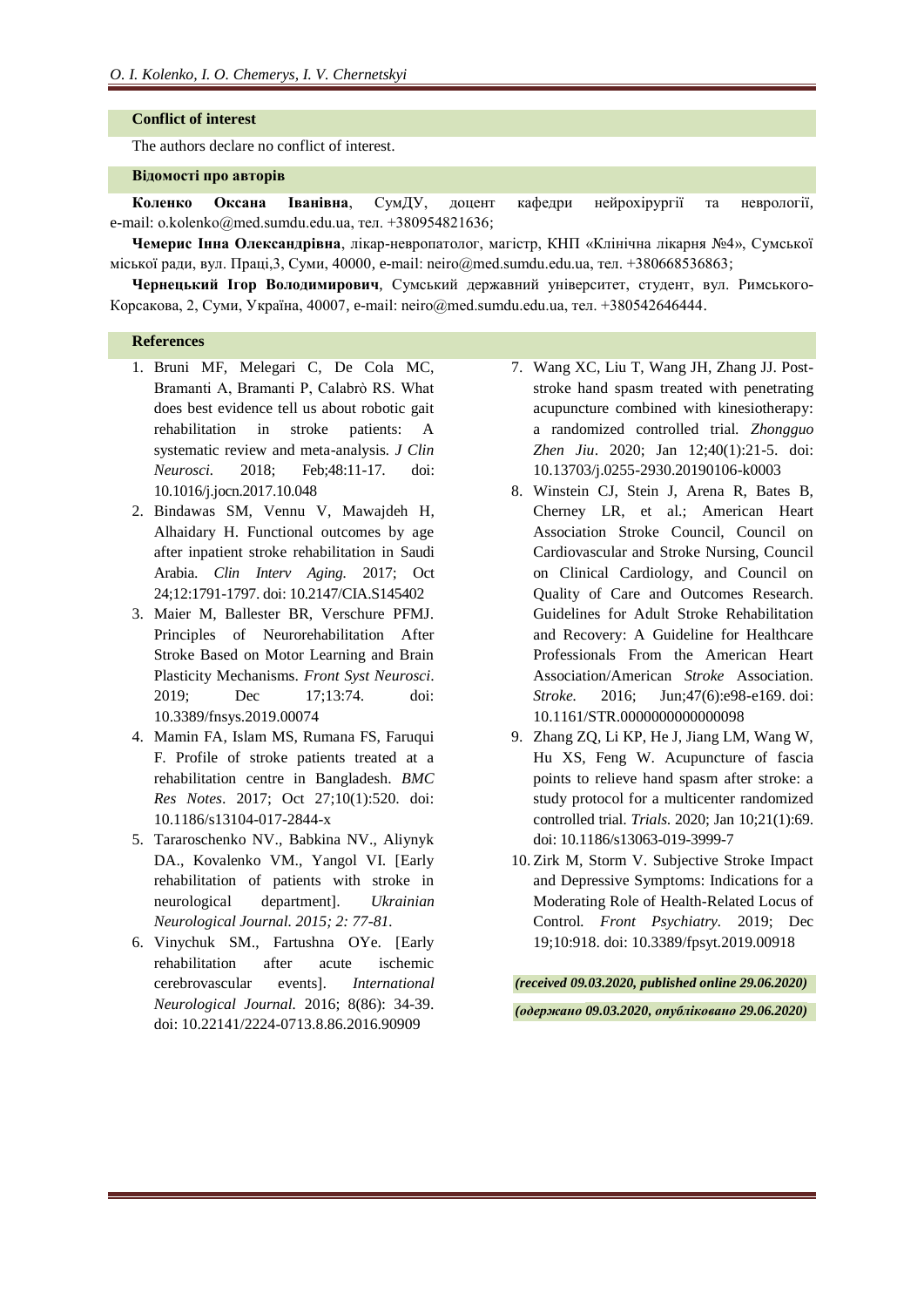## Conflict of interest

The authors declare no conflict of interest.

## Відомості про авторів

**Коленко Оксана Іванівна**, СумДУ, доцент кафедри нейрохірургії та неврології, e-mail: o.kolenko@med.sumdu.edu.ua, тел. +380954821636;

**Чемерис Інна Олександрівна**, лікар-невропатолог, магістр, КНП «Клінічна лікарня №4», Сумської міської ради, вул. Праці,3, Суми, 40000, e-mail: neiro@med.sumdu.edu.ua, тел. +380668536863;

**Чернецький Ігор Володимирович**, Сумський державний університет, студент, вул. Римського-Корсакова, 2, Суми, Україна, 40007, e-mail: neiro@med.sumdu.edu.ua, тел. +380542646444.

## References

1. Bruni MF, Melegari C, De Cola MC, Bramanti A, Bramanti P, Calabrò RS. What does best evidence tell us about robotic gait rehabilitation in stroke patients: A systematic review and meta-analysis. *J Clin Neurosci.* 2018; Feb;48:11-17. doi: 10.1016/j.jocn.2017.10.048
2. Bindawas SM, Vennu V, Mawajdeh H, Alhaidary H. Functional outcomes by age after inpatient stroke rehabilitation in Saudi Arabia. *Clin Interv Aging.* 2017; Oct 24;12:1791-1797. doi: 10.2147/CIA.S145402
3. Maier M, Ballester BR, Verschure PFMJ. Principles of Neurorehabilitation After Stroke Based on Motor Learning and Brain Plasticity Mechanisms. *Front Syst Neurosci*. 2019; Dec 17;13:74. doi: 10.3389/fnsys.2019.00074
4. Mamin FA, Islam MS, Rumana FS, Faruqui F. Profile of stroke patients treated at a rehabilitation centre in Bangladesh. *BMC Res Notes*. 2017; Oct 27;10(1):520. doi: 10.1186/s13104-017-2844-x
5. Tararoschenko NV., Babkina NV., Aliynyk DA., Kovalenko VM., Yangol VI. [Early rehabilitation of patients with stroke in neurological department]. *Ukrainian Neurological Journal. 2015; 2: 77-81.*
6. Vinychuk SM., Fartushna OYe. [Early rehabilitation after acute ischemic cerebrovascular events]. *International Neurological Journal.* 2016; 8(86): 34-39. doi: 10.22141/2224-0713.8.86.2016.90909
7. Wang XC, Liu T, Wang JH, Zhang JJ. Post-stroke hand spasm treated with penetrating acupuncture combined with kinesiotherapy: a randomized controlled trial. *Zhongguo Zhen Jiu*. 2020; Jan 12;40(1):21-5. doi: 10.13703/j.0255-2930.20190106-k0003
8. Winstein CJ, Stein J, Arena R, Bates B, Cherney LR, et al.; American Heart Association Stroke Council, Council on Cardiovascular and Stroke Nursing, Council on Clinical Cardiology, and Council on Quality of Care and Outcomes Research. Guidelines for Adult Stroke Rehabilitation and Recovery: A Guideline for Healthcare Professionals From the American Heart Association/American *Stroke* Association. *Stroke.* 2016; Jun;47(6):e98-e169. doi: 10.1161/STR.0000000000000098
9. Zhang ZQ, Li KP, He J, Jiang LM, Wang W, Hu XS, Feng W. Acupuncture of fascia points to relieve hand spasm after stroke: a study protocol for a multicenter randomized controlled trial. *Trials.* 2020; Jan 10;21(1):69. doi: 10.1186/s13063-019-3999-7
10. Zirk M, Storm V. Subjective Stroke Impact and Depressive Symptoms: Indications for a Moderating Role of Health-Related Locus of Control. *Front Psychiatry*. 2019; Dec 19;10:918. doi: 10.3389/fpsyt.2019.00918

***(received 09.03.2020, published online 29.06.2020)***

***(одержано 09.03.2020, опубліковано 29.06.2020)***